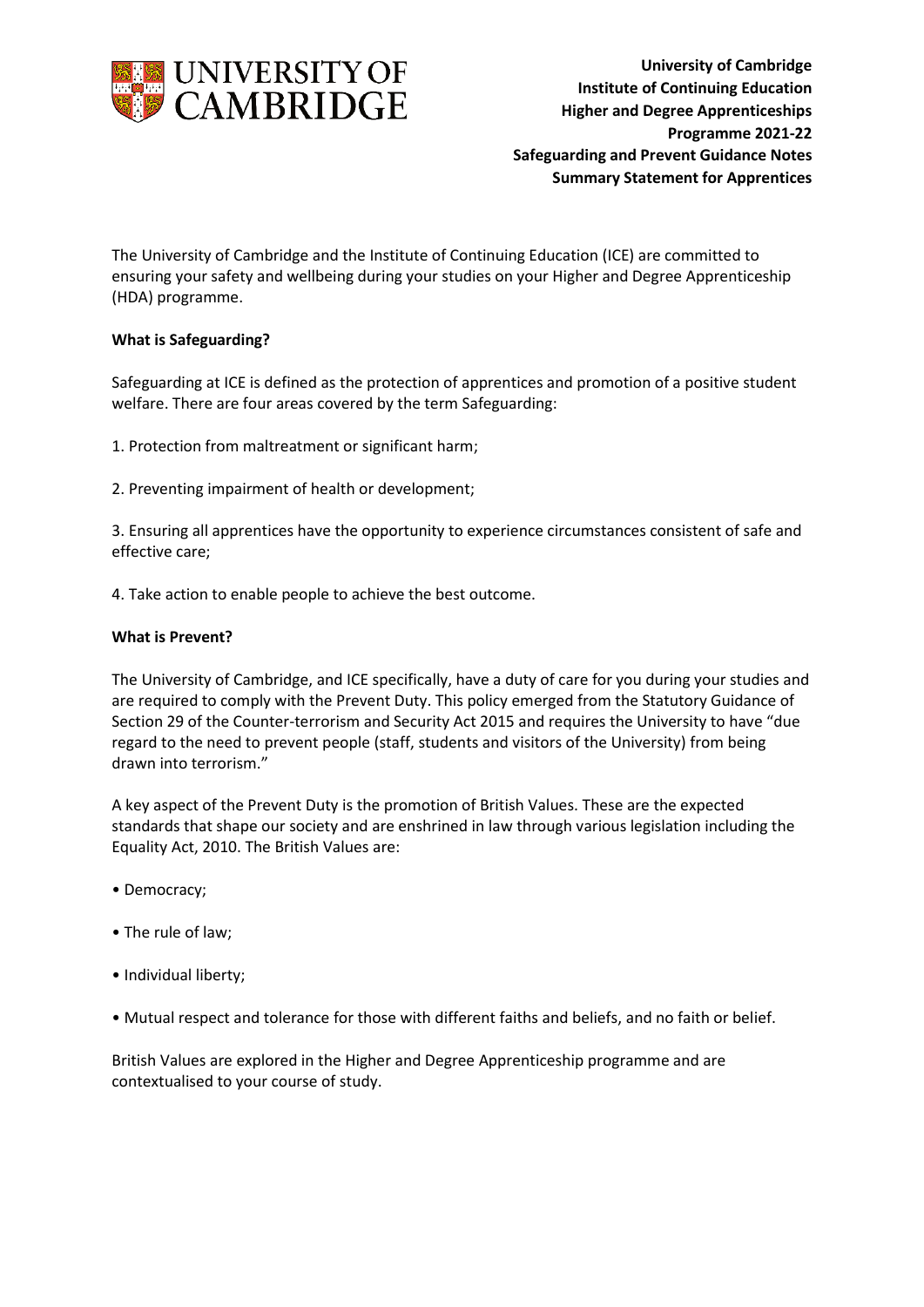**University of Cambridge**
**Institute of Continuing Education**
**Higher and Degree Apprenticeships**
**Programme 2021-22**
**Safeguarding and Prevent Guidance Notes**
**Summary Statement for Apprentices**

The University of Cambridge and the Institute of Continuing Education (ICE) are committed to ensuring your safety and wellbeing during your studies on your Higher and Degree Apprenticeship (HDA) programme.

**What is Safeguarding?**

Safeguarding at ICE is defined as the protection of apprentices and promotion of a positive student welfare. There are four areas covered by the term Safeguarding:

1. Protection from maltreatment or significant harm;

2. Preventing impairment of health or development;

3. Ensuring all apprentices have the opportunity to experience circumstances consistent of safe and effective care;

4. Take action to enable people to achieve the best outcome.

**What is Prevent?**

The University of Cambridge, and ICE specifically, have a duty of care for you during your studies and are required to comply with the Prevent Duty. This policy emerged from the Statutory Guidance of Section 29 of the Counter-terrorism and Security Act 2015 and requires the University to have "due regard to the need to prevent people (staff, students and visitors of the University) from being drawn into terrorism."

A key aspect of the Prevent Duty is the promotion of British Values. These are the expected standards that shape our society and are enshrined in law through various legislation including the Equality Act, 2010. The British Values are:

- Democracy;
- The rule of law;
- Individual liberty;
- Mutual respect and tolerance for those with different faiths and beliefs, and no faith or belief.

British Values are explored in the Higher and Degree Apprenticeship programme and are contextualised to your course of study.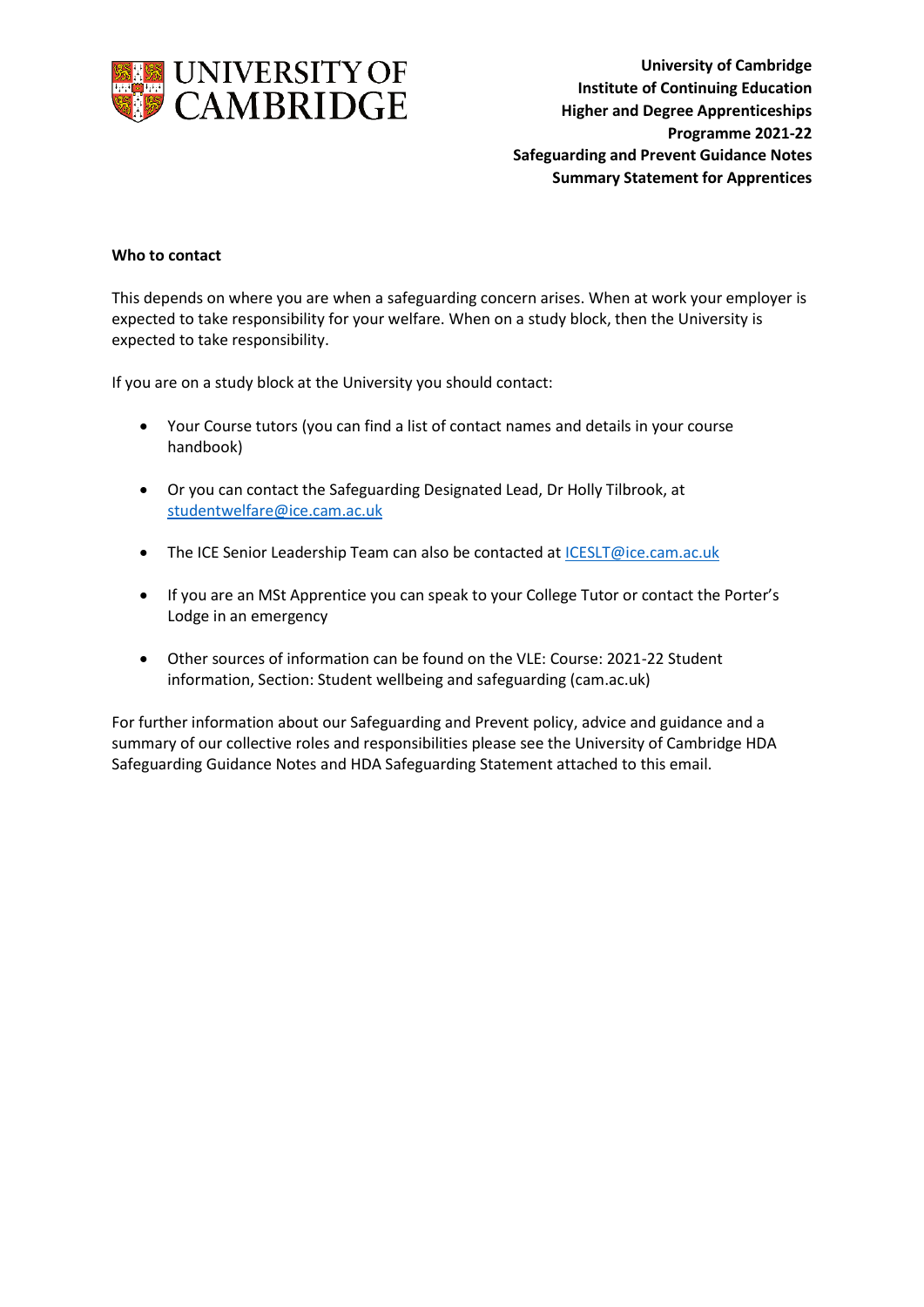**University of Cambridge**
**Institute of Continuing Education**
**Higher and Degree Apprenticeships**
**Programme 2021-22**
**Safeguarding and Prevent Guidance Notes**
**Summary Statement for Apprentices**

**Who to contact**

This depends on where you are when a safeguarding concern arises. When at work your employer is expected to take responsibility for your welfare. When on a study block, then the University is expected to take responsibility.

If you are on a study block at the University you should contact:

- Your Course tutors (you can find a list of contact names and details in your course handbook)
- Or you can contact the Safeguarding Designated Lead, Dr Holly Tilbrook, at studentwelfare@ice.cam.ac.uk
- The ICE Senior Leadership Team can also be contacted at ICESLT@ice.cam.ac.uk
- If you are an MSt Apprentice you can speak to your College Tutor or contact the Porter's Lodge in an emergency
- Other sources of information can be found on the VLE: Course: 2021-22 Student information, Section: Student wellbeing and safeguarding (cam.ac.uk)

For further information about our Safeguarding and Prevent policy, advice and guidance and a summary of our collective roles and responsibilities please see the University of Cambridge HDA Safeguarding Guidance Notes and HDA Safeguarding Statement attached to this email.